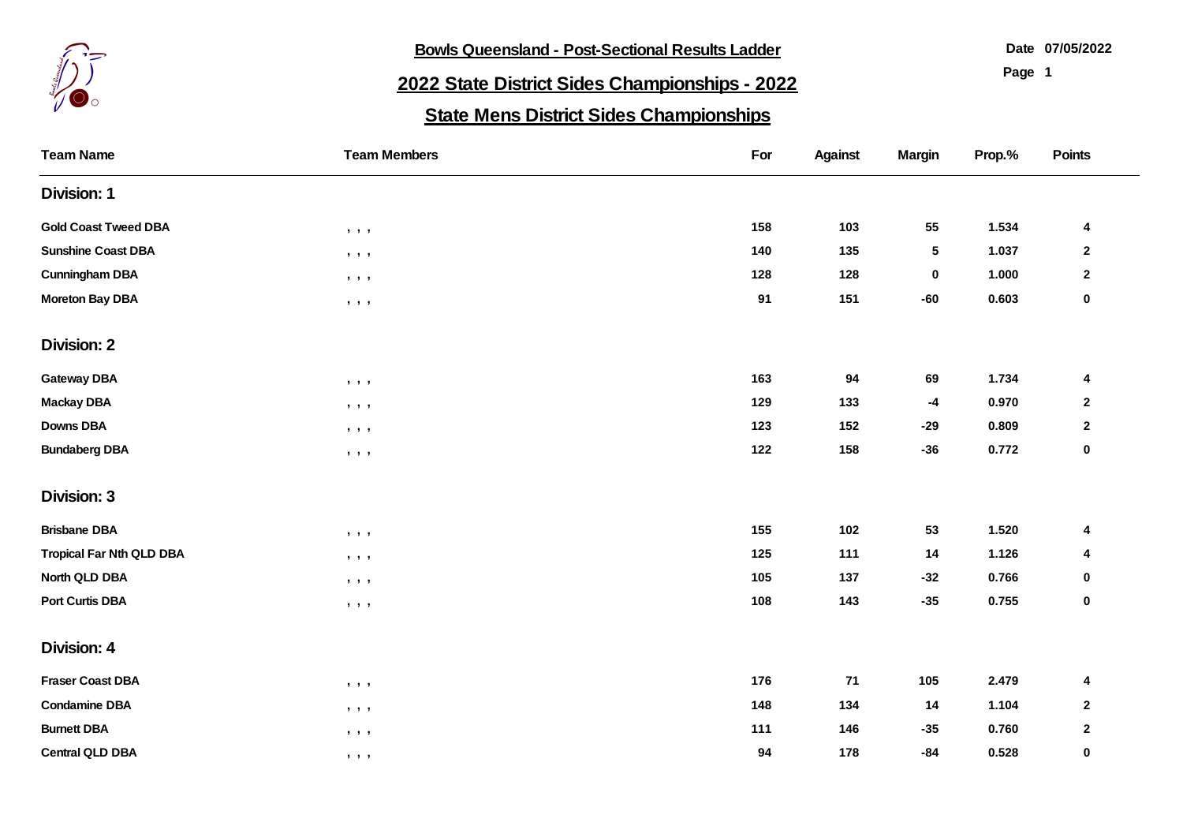# Bowls Queensland - Post-Sectional Results Ladder

Date 07/05/2022

## 2022 State District Sides Championships - 2022

## State Mens District Sides Championships

| Team Name | Team Members | For | Against | Margin | Prop.% | Points |
|---|---|---|---|---|---|---|
| **Division: 1** | | | | | | |
| Gold Coast Tweed DBA | , , , | 158 | 103 | 55 | 1.534 | 4 |
| Sunshine Coast DBA | , , , | 140 | 135 | 5 | 1.037 | 2 |
| Cunningham DBA | , , , | 128 | 128 | 0 | 1.000 | 2 |
| Moreton Bay DBA | , , , | 91 | 151 | -60 | 0.603 | 0 |
| **Division: 2** | | | | | | |
| Gateway DBA | , , , | 163 | 94 | 69 | 1.734 | 4 |
| Mackay DBA | , , , | 129 | 133 | -4 | 0.970 | 2 |
| Downs DBA | , , , | 123 | 152 | -29 | 0.809 | 2 |
| Bundaberg DBA | , , , | 122 | 158 | -36 | 0.772 | 0 |
| **Division: 3** | | | | | | |
| Brisbane DBA | , , , | 155 | 102 | 53 | 1.520 | 4 |
| Tropical Far Nth QLD DBA | , , , | 125 | 111 | 14 | 1.126 | 4 |
| North QLD DBA | , , , | 105 | 137 | -32 | 0.766 | 0 |
| Port Curtis DBA | , , , | 108 | 143 | -35 | 0.755 | 0 |
| **Division: 4** | | | | | | |
| Fraser Coast DBA | , , , | 176 | 71 | 105 | 2.479 | 4 |
| Condamine DBA | , , , | 148 | 134 | 14 | 1.104 | 2 |
| Burnett DBA | , , , | 111 | 146 | -35 | 0.760 | 2 |
| Central QLD DBA | , , , | 94 | 178 | -84 | 0.528 | 0 |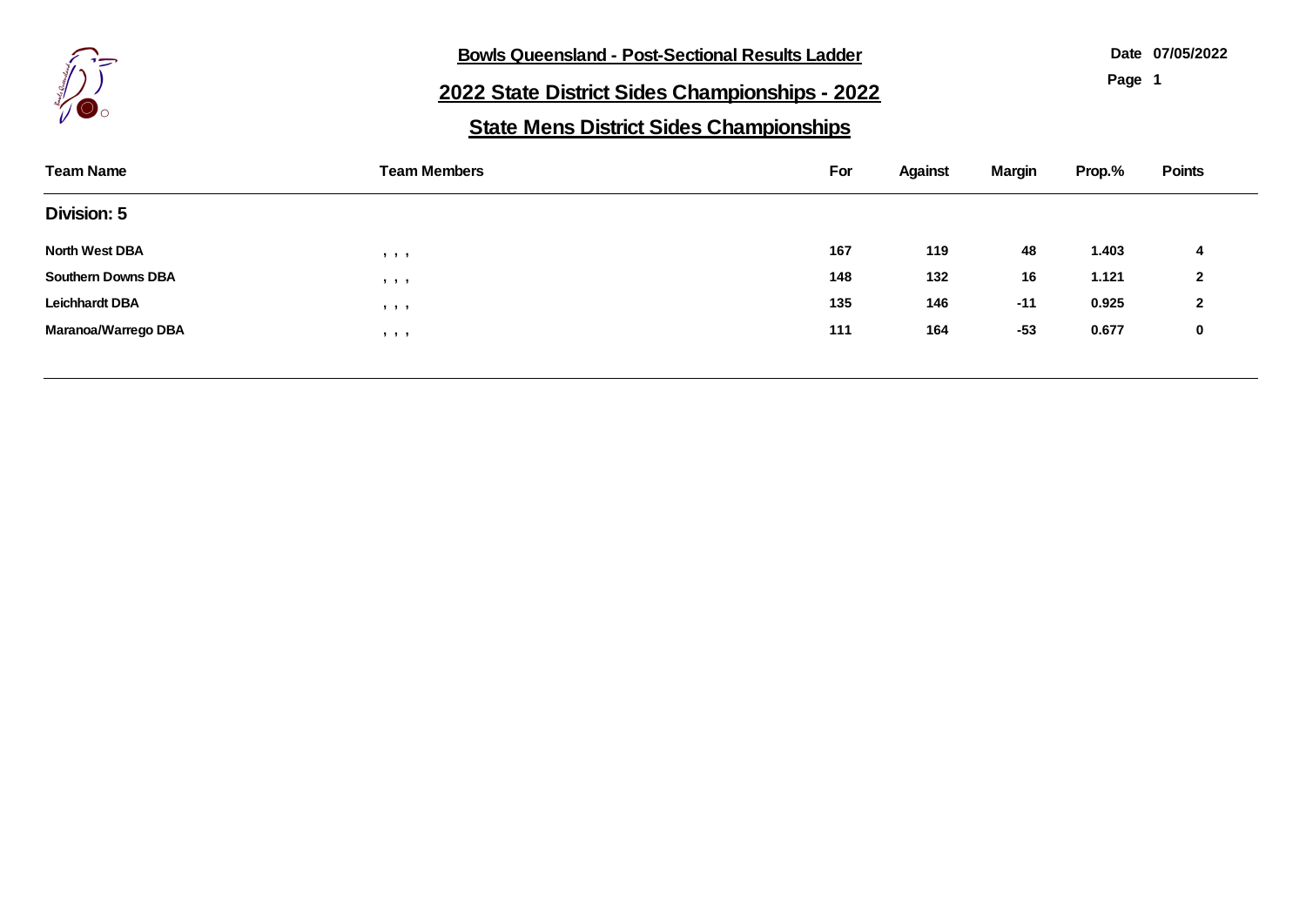**Bowls Queensland - Post-Sectional Results Ladder**

Date 07/05/2022

# 2022 State District Sides Championships - 2022

## State Mens District Sides Championships

| Team Name | Team Members | For | Against | Margin | Prop.% | Points |
|---|---|---|---|---|---|---|
| **Division: 5** | | | | | | |
| North West DBA | , , , | 167 | 119 | 48 | 1.403 | 4 |
| Southern Downs DBA | , , , | 148 | 132 | 16 | 1.121 | 2 |
| Leichhardt DBA | , , , | 135 | 146 | -11 | 0.925 | 2 |
| Maranoa/Warrego DBA | , , , | 111 | 164 | -53 | 0.677 | 0 |